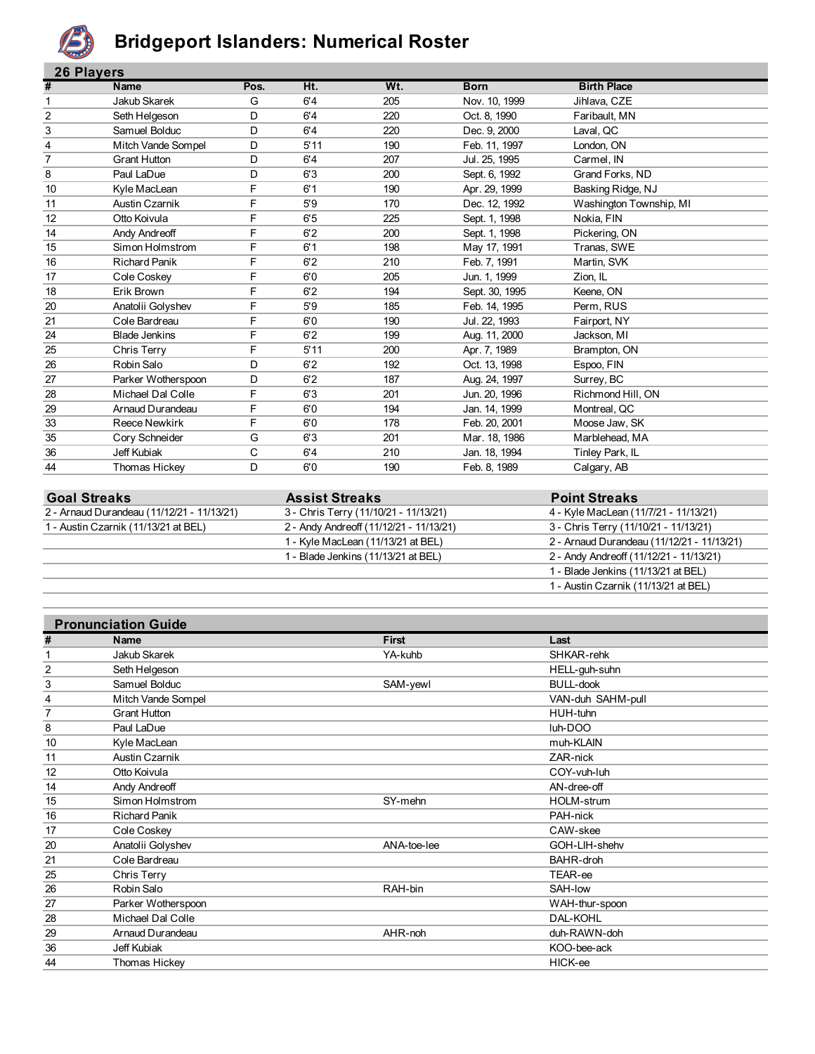# Bridgeport Islanders: Numerical Roster

## 26 Players

| # | Name | Pos. | Ht. | Wt. | Born | Birth Place |
|---|---|---|---|---|---|---|
| 1 | Jakub Skarek | G | 6'4 | 205 | Nov. 10, 1999 | Jihlava, CZE |
| 2 | Seth Helgeson | D | 6'4 | 220 | Oct. 8, 1990 | Faribault, MN |
| 3 | Samuel Bolduc | D | 6'4 | 220 | Dec. 9, 2000 | Laval, QC |
| 4 | Mitch Vande Sompel | D | 5'11 | 190 | Feb. 11, 1997 | London, ON |
| 7 | Grant Hutton | D | 6'4 | 207 | Jul. 25, 1995 | Carmel, IN |
| 8 | Paul LaDue | D | 6'3 | 200 | Sept. 6, 1992 | Grand Forks, ND |
| 10 | Kyle MacLean | F | 6'1 | 190 | Apr. 29, 1999 | Basking Ridge, NJ |
| 11 | Austin Czarnik | F | 5'9 | 170 | Dec. 12, 1992 | Washington Township, MI |
| 12 | Otto Koivula | F | 6'5 | 225 | Sept. 1, 1998 | Nokia, FIN |
| 14 | Andy Andreoff | F | 6'2 | 200 | Sept. 1, 1998 | Pickering, ON |
| 15 | Simon Holmstrom | F | 6'1 | 198 | May 17, 1991 | Tranas, SWE |
| 16 | Richard Panik | F | 6'2 | 210 | Feb. 7, 1991 | Martin, SVK |
| 17 | Cole Coskey | F | 6'0 | 205 | Jun. 1, 1999 | Zion, IL |
| 18 | Erik Brown | F | 6'2 | 194 | Sept. 30, 1995 | Keene, ON |
| 20 | Anatolii Golyshev | F | 5'9 | 185 | Feb. 14, 1995 | Perm, RUS |
| 21 | Cole Bardreau | F | 6'0 | 190 | Jul. 22, 1993 | Fairport, NY |
| 24 | Blade Jenkins | F | 6'2 | 199 | Aug. 11, 2000 | Jackson, MI |
| 25 | Chris Terry | F | 5'11 | 200 | Apr. 7, 1989 | Brampton, ON |
| 26 | Robin Salo | D | 6'2 | 192 | Oct. 13, 1998 | Espoo, FIN |
| 27 | Parker Wotherspoon | D | 6'2 | 187 | Aug. 24, 1997 | Surrey, BC |
| 28 | Michael Dal Colle | F | 6'3 | 201 | Jun. 20, 1996 | Richmond Hill, ON |
| 29 | Arnaud Durandeau | F | 6'0 | 194 | Jan. 14, 1999 | Montreal, QC |
| 33 | Reece Newkirk | F | 6'0 | 178 | Feb. 20, 2001 | Moose Jaw, SK |
| 35 | Cory Schneider | G | 6'3 | 201 | Mar. 18, 1986 | Marblehead, MA |
| 36 | Jeff Kubiak | C | 6'4 | 210 | Jan. 18, 1994 | Tinley Park, IL |
| 44 | Thomas Hickey | D | 6'0 | 190 | Feb. 8, 1989 | Calgary, AB |

| Goal Streaks | Assist Streaks | Point Streaks |
|---|---|---|
| 2 - Arnaud Durandeau (11/12/21 - 11/13/21) | 3 - Chris Terry (11/10/21 - 11/13/21) | 4 - Kyle MacLean (11/7/21 - 11/13/21) |
| 1 - Austin Czarnik (11/13/21 at BEL) | 2 - Andy Andreoff (11/12/21 - 11/13/21) | 3 - Chris Terry (11/10/21 - 11/13/21) |
| | 1 - Kyle MacLean (11/13/21 at BEL) | 2 - Arnaud Durandeau (11/12/21 - 11/13/21) |
| | 1 - Blade Jenkins (11/13/21 at BEL) | 2 - Andy Andreoff (11/12/21 - 11/13/21) |
| | | 1 - Blade Jenkins (11/13/21 at BEL) |
| | | 1 - Austin Czarnik (11/13/21 at BEL) |

## Pronunciation Guide

| # | Name | First | Last |
|---|---|---|---|
| 1 | Jakub Skarek | YA-kuhb | SHKAR-rehk |
| 2 | Seth Helgeson | | HELL-guh-suhn |
| 3 | Samuel Bolduc | SAM-yewl | BULL-dook |
| 4 | Mitch Vande Sompel | | VAN-duh SAHM-pull |
| 7 | Grant Hutton | | HUH-tuhn |
| 8 | Paul LaDue | | luh-DOO |
| 10 | Kyle MacLean | | muh-KLAIN |
| 11 | Austin Czarnik | | ZAR-nick |
| 12 | Otto Koivula | | COY-vuh-luh |
| 14 | Andy Andreoff | | AN-dree-off |
| 15 | Simon Holmstrom | SY-mehn | HOLM-strum |
| 16 | Richard Panik | | PAH-nick |
| 17 | Cole Coskey | | CAW-skee |
| 20 | Anatolii Golyshev | ANA-toe-lee | GOH-LIH-shehv |
| 21 | Cole Bardreau | | BAHR-droh |
| 25 | Chris Terry | | TEAR-ee |
| 26 | Robin Salo | RAH-bin | SAH-low |
| 27 | Parker Wotherspoon | | WAH-thur-spoon |
| 28 | Michael Dal Colle | | DAL-KOHL |
| 29 | Arnaud Durandeau | AHR-noh | duh-RAWN-doh |
| 36 | Jeff Kubiak | | KOO-bee-ack |
| 44 | Thomas Hickey | | HICK-ee |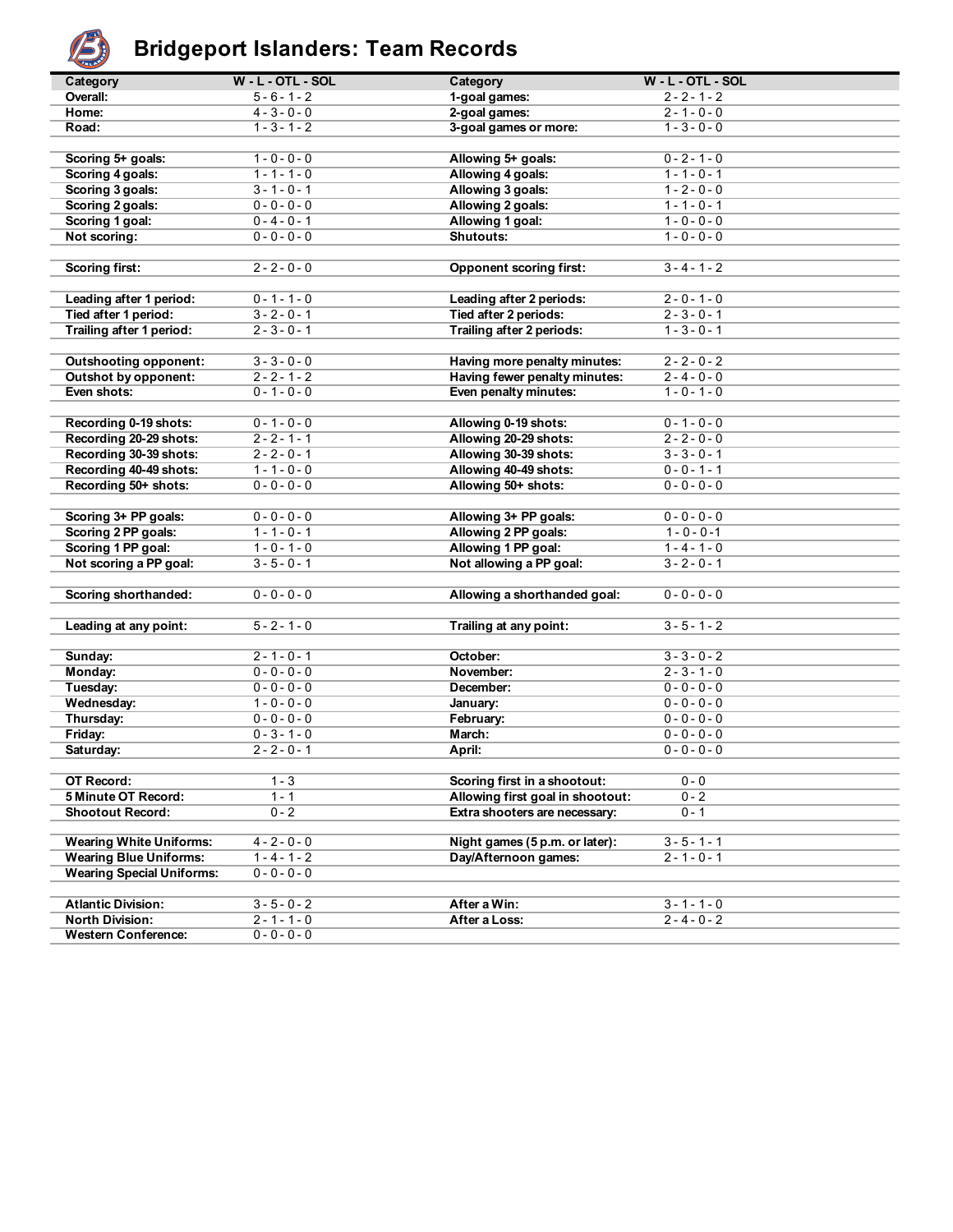# Bridgeport Islanders: Team Records

| Category | W - L - OTL - SOL | Category | W - L - OTL - SOL |
|---|---|---|---|
| **Overall:** | 5 - 6 - 1 - 2 | **1-goal games:** | 2 - 2 - 1 - 2 |
| **Home:** | 4 - 3 - 0 - 0 | **2-goal games:** | 2 - 1 - 0 - 0 |
| **Road:** | 1 - 3 - 1 - 2 | **3-goal games or more:** | 1 - 3 - 0 - 0 |
| | | | |
| **Scoring 5+ goals:** | 1 - 0 - 0 - 0 | **Allowing 5+ goals:** | 0 - 2 - 1 - 0 |
| **Scoring 4 goals:** | 1 - 1 - 1 - 0 | **Allowing 4 goals:** | 1 - 1 - 0 - 1 |
| **Scoring 3 goals:** | 3 - 1 - 0 - 1 | **Allowing 3 goals:** | 1 - 2 - 0 - 0 |
| **Scoring 2 goals:** | 0 - 0 - 0 - 0 | **Allowing 2 goals:** | 1 - 1 - 0 - 1 |
| **Scoring 1 goal:** | 0 - 4 - 0 - 1 | **Allowing 1 goal:** | 1 - 0 - 0 - 0 |
| **Not scoring:** | 0 - 0 - 0 - 0 | **Shutouts:** | 1 - 0 - 0 - 0 |
| | | | |
| **Scoring first:** | 2 - 2 - 0 - 0 | **Opponent scoring first:** | 3 - 4 - 1 - 2 |
| | | | |
| **Leading after 1 period:** | 0 - 1 - 1 - 0 | **Leading after 2 periods:** | 2 - 0 - 1 - 0 |
| **Tied after 1 period:** | 3 - 2 - 0 - 1 | **Tied after 2 periods:** | 2 - 3 - 0 - 1 |
| **Trailing after 1 period:** | 2 - 3 - 0 - 1 | **Trailing after 2 periods:** | 1 - 3 - 0 - 1 |
| | | | |
| **Outshooting opponent:** | 3 - 3 - 0 - 0 | **Having more penalty minutes:** | 2 - 2 - 0 - 2 |
| **Outshot by opponent:** | 2 - 2 - 1 - 2 | **Having fewer penalty minutes:** | 2 - 4 - 0 - 0 |
| **Even shots:** | 0 - 1 - 0 - 0 | **Even penalty minutes:** | 1 - 0 - 1 - 0 |
| | | | |
| **Recording 0-19 shots:** | 0 - 1 - 0 - 0 | **Allowing 0-19 shots:** | 0 - 1 - 0 - 0 |
| **Recording 20-29 shots:** | 2 - 2 - 1 - 1 | **Allowing 20-29 shots:** | 2 - 2 - 0 - 0 |
| **Recording 30-39 shots:** | 2 - 2 - 0 - 1 | **Allowing 30-39 shots:** | 3 - 3 - 0 - 1 |
| **Recording 40-49 shots:** | 1 - 1 - 0 - 0 | **Allowing 40-49 shots:** | 0 - 0 - 1 - 1 |
| **Recording 50+ shots:** | 0 - 0 - 0 - 0 | **Allowing 50+ shots:** | 0 - 0 - 0 - 0 |
| | | | |
| **Scoring 3+ PP goals:** | 0 - 0 - 0 - 0 | **Allowing 3+ PP goals:** | 0 - 0 - 0 - 0 |
| **Scoring 2 PP goals:** | 1 - 1 - 0 - 1 | **Allowing 2 PP goals:** | 1 - 0 - 0 - 1 |
| **Scoring 1 PP goal:** | 1 - 0 - 1 - 0 | **Allowing 1 PP goal:** | 1 - 4 - 1 - 0 |
| **Not scoring a PP goal:** | 3 - 5 - 0 - 1 | **Not allowing a PP goal:** | 3 - 2 - 0 - 1 |
| | | | |
| **Scoring shorthanded:** | 0 - 0 - 0 - 0 | **Allowing a shorthanded goal:** | 0 - 0 - 0 - 0 |
| | | | |
| **Leading at any point:** | 5 - 2 - 1 - 0 | **Trailing at any point:** | 3 - 5 - 1 - 2 |
| | | | |
| **Sunday:** | 2 - 1 - 0 - 1 | **October:** | 3 - 3 - 0 - 2 |
| **Monday:** | 0 - 0 - 0 - 0 | **November:** | 2 - 3 - 1 - 0 |
| **Tuesday:** | 0 - 0 - 0 - 0 | **December:** | 0 - 0 - 0 - 0 |
| **Wednesday:** | 1 - 0 - 0 - 0 | **January:** | 0 - 0 - 0 - 0 |
| **Thursday:** | 0 - 0 - 0 - 0 | **February:** | 0 - 0 - 0 - 0 |
| **Friday:** | 0 - 3 - 1 - 0 | **March:** | 0 - 0 - 0 - 0 |
| **Saturday:** | 2 - 2 - 0 - 1 | **April:** | 0 - 0 - 0 - 0 |
| | | | |
| **OT Record:** | 1 - 3 | **Scoring first in a shootout:** | 0 - 0 |
| **5 Minute OT Record:** | 1 - 1 | **Allowing first goal in shootout:** | 0 - 2 |
| **Shootout Record:** | 0 - 2 | **Extra shooters are necessary:** | 0 - 1 |
| | | | |
| **Wearing White Uniforms:** | 4 - 2 - 0 - 0 | **Night games (5 p.m. or later):** | 3 - 5 - 1 - 1 |
| **Wearing Blue Uniforms:** | 1 - 4 - 1 - 2 | **Day/Afternoon games:** | 2 - 1 - 0 - 1 |
| **Wearing Special Uniforms:** | 0 - 0 - 0 - 0 | | |
| | | | |
| **Atlantic Division:** | 3 - 5 - 0 - 2 | **After a Win:** | 3 - 1 - 1 - 0 |
| **North Division:** | 2 - 1 - 1 - 0 | **After a Loss:** | 2 - 4 - 0 - 2 |
| **Western Conference:** | 0 - 0 - 0 - 0 | | |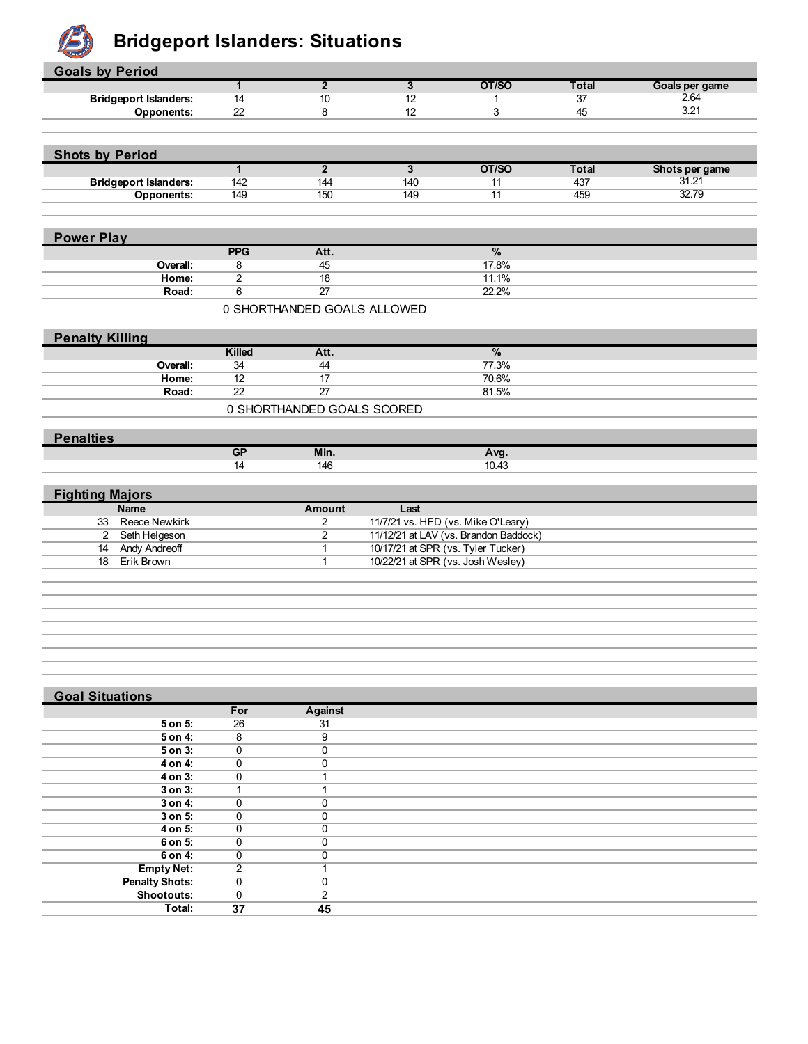# Bridgeport Islanders: Situations

## Goals by Period

| | 1 | 2 | 3 | OT/SO | Total | Goals per game |
|---|---|---|---|---|---|---|
| Bridgeport Islanders: | 14 | 10 | 12 | 1 | 37 | 2.64 |
| Opponents: | 22 | 8 | 12 | 3 | 45 | 3.21 |

## Shots by Period

| | 1 | 2 | 3 | OT/SO | Total | Shots per game |
|---|---|---|---|---|---|---|
| Bridgeport Islanders: | 142 | 144 | 140 | 11 | 437 | 31.21 |
| Opponents: | 149 | 150 | 149 | 11 | 459 | 32.79 |

## Power Play

| | PPG | Att. | % |
|---|---|---|---|
| Overall: | 8 | 45 | 17.8% |
| Home: | 2 | 18 | 11.1% |
| Road: | 6 | 27 | 22.2% |

0 SHORTHANDED GOALS ALLOWED

## Penalty Killing

| | Killed | Att. | % |
|---|---|---|---|
| Overall: | 34 | 44 | 77.3% |
| Home: | 12 | 17 | 70.6% |
| Road: | 22 | 27 | 81.5% |

0 SHORTHANDED GOALS SCORED

## Penalties

| GP | Min. | Avg. |
|---|---|---|
| 14 | 146 | 10.43 |

## Fighting Majors

| # | Name | Amount | Last |
|---|---|---|---|
| 33 | Reece Newkirk | 2 | 11/7/21 vs. HFD (vs. Mike O'Leary) |
| 2 | Seth Helgeson | 2 | 11/12/21 at LAV (vs. Brandon Baddock) |
| 14 | Andy Andreoff | 1 | 10/17/21 at SPR (vs. Tyler Tucker) |
| 18 | Erik Brown | 1 | 10/22/21 at SPR (vs. Josh Wesley) |

## Goal Situations

| | For | Against |
|---|---|---|
| 5 on 5: | 26 | 31 |
| 5 on 4: | 8 | 9 |
| 5 on 3: | 0 | 0 |
| 4 on 4: | 0 | 0 |
| 4 on 3: | 0 | 1 |
| 3 on 3: | 1 | 1 |
| 3 on 4: | 0 | 0 |
| 3 on 5: | 0 | 0 |
| 4 on 5: | 0 | 0 |
| 6 on 5: | 0 | 0 |
| 6 on 4: | 0 | 0 |
| Empty Net: | 2 | 1 |
| Penalty Shots: | 0 | 0 |
| Shootouts: | 0 | 2 |
| **Total:** | **37** | **45** |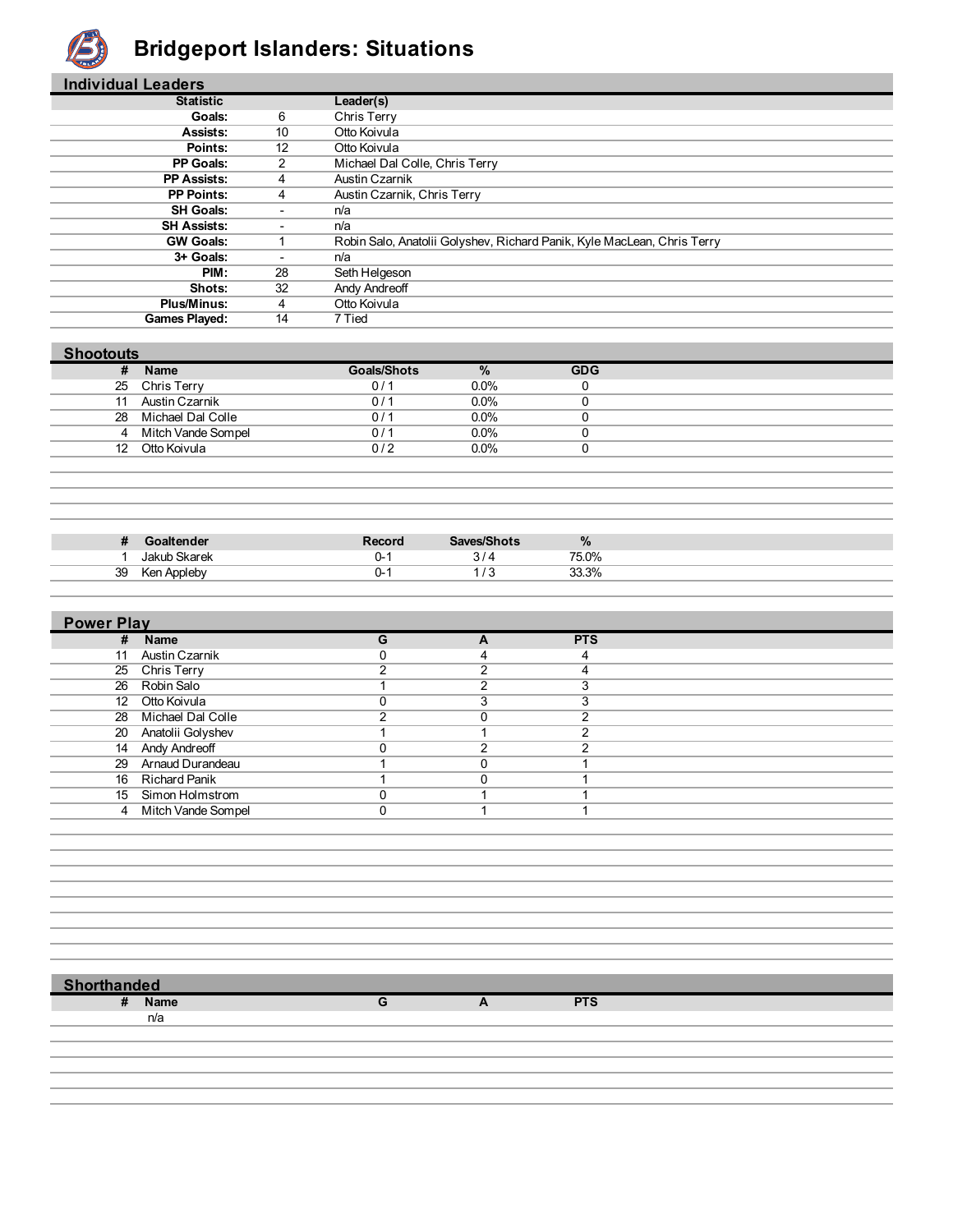# Bridgeport Islanders: Situations

## Individual Leaders

| Statistic | | Leader(s) |
|---|---|---|
| Goals: | 6 | Chris Terry |
| Assists: | 10 | Otto Koivula |
| Points: | 12 | Otto Koivula |
| PP Goals: | 2 | Michael Dal Colle, Chris Terry |
| PP Assists: | 4 | Austin Czarnik |
| PP Points: | 4 | Austin Czarnik, Chris Terry |
| SH Goals: | - | n/a |
| SH Assists: | - | n/a |
| GW Goals: | 1 | Robin Salo, Anatolii Golyshev, Richard Panik, Kyle MacLean, Chris Terry |
| 3+ Goals: | - | n/a |
| PIM: | 28 | Seth Helgeson |
| Shots: | 32 | Andy Andreoff |
| Plus/Minus: | 4 | Otto Koivula |
| Games Played: | 14 | 7 Tied |

## Shootouts

| # | Name | Goals/Shots | % | GDG |
|---|---|---|---|---|
| 25 | Chris Terry | 0 / 1 | 0.0% | 0 |
| 11 | Austin Czarnik | 0 / 1 | 0.0% | 0 |
| 28 | Michael Dal Colle | 0 / 1 | 0.0% | 0 |
| 4 | Mitch Vande Sompel | 0 / 1 | 0.0% | 0 |
| 12 | Otto Koivula | 0 / 2 | 0.0% | 0 |

| # | Goaltender | Record | Saves/Shots | % |
|---|---|---|---|---|
| 1 | Jakub Skarek | 0-1 | 3 / 4 | 75.0% |
| 39 | Ken Appleby | 0-1 | 1 / 3 | 33.3% |

## Power Play

| # | Name | G | A | PTS |
|---|---|---|---|---|
| 11 | Austin Czarnik | 0 | 4 | 4 |
| 25 | Chris Terry | 2 | 2 | 4 |
| 26 | Robin Salo | 1 | 2 | 3 |
| 12 | Otto Koivula | 0 | 3 | 3 |
| 28 | Michael Dal Colle | 2 | 0 | 2 |
| 20 | Anatolii Golyshev | 1 | 1 | 2 |
| 14 | Andy Andreoff | 0 | 2 | 2 |
| 29 | Arnaud Durandeau | 1 | 0 | 1 |
| 16 | Richard Panik | 1 | 0 | 1 |
| 15 | Simon Holmstrom | 0 | 1 | 1 |
| 4 | Mitch Vande Sompel | 0 | 1 | 1 |

## Shorthanded

| # | Name | G | A | PTS |
|---|---|---|---|---|
| | n/a | | | |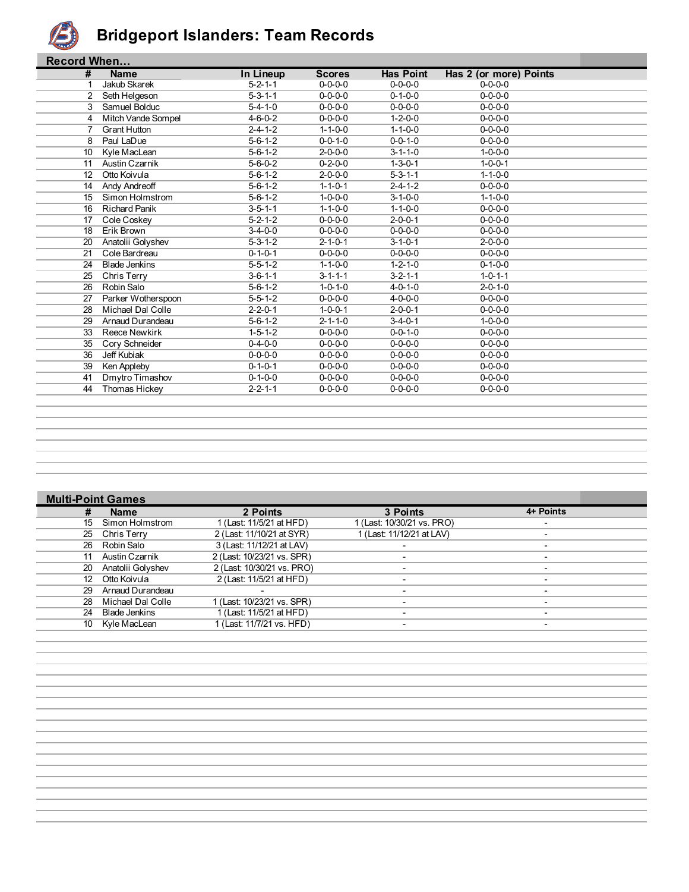# Bridgeport Islanders: Team Records

## Record When…

| # | Name | In Lineup | Scores | Has Point | Has 2 (or more) Points |
|---|---|---|---|---|---|
| 1 | Jakub Skarek | 5-2-1-1 | 0-0-0-0 | 0-0-0-0 | 0-0-0-0 |
| 2 | Seth Helgeson | 5-3-1-1 | 0-0-0-0 | 0-1-0-0 | 0-0-0-0 |
| 3 | Samuel Bolduc | 5-4-1-0 | 0-0-0-0 | 0-0-0-0 | 0-0-0-0 |
| 4 | Mitch Vande Sompel | 4-6-0-2 | 0-0-0-0 | 1-2-0-0 | 0-0-0-0 |
| 7 | Grant Hutton | 2-4-1-2 | 1-1-0-0 | 1-1-0-0 | 0-0-0-0 |
| 8 | Paul LaDue | 5-6-1-2 | 0-0-1-0 | 0-0-1-0 | 0-0-0-0 |
| 10 | Kyle MacLean | 5-6-1-2 | 2-0-0-0 | 3-1-1-0 | 1-0-0-0 |
| 11 | Austin Czarnik | 5-6-0-2 | 0-2-0-0 | 1-3-0-1 | 1-0-0-1 |
| 12 | Otto Koivula | 5-6-1-2 | 2-0-0-0 | 5-3-1-1 | 1-1-0-0 |
| 14 | Andy Andreoff | 5-6-1-2 | 1-1-0-1 | 2-4-1-2 | 0-0-0-0 |
| 15 | Simon Holmstrom | 5-6-1-2 | 1-0-0-0 | 3-1-0-0 | 1-1-0-0 |
| 16 | Richard Panik | 3-5-1-1 | 1-1-0-0 | 1-1-0-0 | 0-0-0-0 |
| 17 | Cole Coskey | 5-2-1-2 | 0-0-0-0 | 2-0-0-1 | 0-0-0-0 |
| 18 | Erik Brown | 3-4-0-0 | 0-0-0-0 | 0-0-0-0 | 0-0-0-0 |
| 20 | Anatolii Golyshev | 5-3-1-2 | 2-1-0-1 | 3-1-0-1 | 2-0-0-0 |
| 21 | Cole Bardreau | 0-1-0-1 | 0-0-0-0 | 0-0-0-0 | 0-0-0-0 |
| 24 | Blade Jenkins | 5-5-1-2 | 1-1-0-0 | 1-2-1-0 | 0-1-0-0 |
| 25 | Chris Terry | 3-6-1-1 | 3-1-1-1 | 3-2-1-1 | 1-0-1-1 |
| 26 | Robin Salo | 5-6-1-2 | 1-0-1-0 | 4-0-1-0 | 2-0-1-0 |
| 27 | Parker Wotherspoon | 5-5-1-2 | 0-0-0-0 | 4-0-0-0 | 0-0-0-0 |
| 28 | Michael Dal Colle | 2-2-0-1 | 1-0-0-1 | 2-0-0-1 | 0-0-0-0 |
| 29 | Arnaud Durandeau | 5-6-1-2 | 2-1-1-0 | 3-4-0-1 | 1-0-0-0 |
| 33 | Reece Newkirk | 1-5-1-2 | 0-0-0-0 | 0-0-1-0 | 0-0-0-0 |
| 35 | Cory Schneider | 0-4-0-0 | 0-0-0-0 | 0-0-0-0 | 0-0-0-0 |
| 36 | Jeff Kubiak | 0-0-0-0 | 0-0-0-0 | 0-0-0-0 | 0-0-0-0 |
| 39 | Ken Appleby | 0-1-0-1 | 0-0-0-0 | 0-0-0-0 | 0-0-0-0 |
| 41 | Dmytro Timashov | 0-1-0-0 | 0-0-0-0 | 0-0-0-0 | 0-0-0-0 |
| 44 | Thomas Hickey | 2-2-1-1 | 0-0-0-0 | 0-0-0-0 | 0-0-0-0 |

## Multi-Point Games

| # | Name | 2 Points | 3 Points | 4+ Points |
|---|---|---|---|---|
| 15 | Simon Holmstrom | 1 (Last: 11/5/21 at HFD) | 1 (Last: 10/30/21 vs. PRO) | - |
| 25 | Chris Terry | 2 (Last: 11/10/21 at SYR) | 1 (Last: 11/12/21 at LAV) | - |
| 26 | Robin Salo | 3 (Last: 11/12/21 at LAV) | - | - |
| 11 | Austin Czarnik | 2 (Last: 10/23/21 vs. SPR) | - | - |
| 20 | Anatolii Golyshev | 2 (Last: 10/30/21 vs. PRO) | - | - |
| 12 | Otto Koivula | 2 (Last: 11/5/21 at HFD) | - | - |
| 29 | Arnaud Durandeau | - | - | - |
| 28 | Michael Dal Colle | 1 (Last: 10/23/21 vs. SPR) | - | - |
| 24 | Blade Jenkins | 1 (Last: 11/5/21 at HFD) | - | - |
| 10 | Kyle MacLean | 1 (Last: 11/7/21 vs. HFD) | - | - |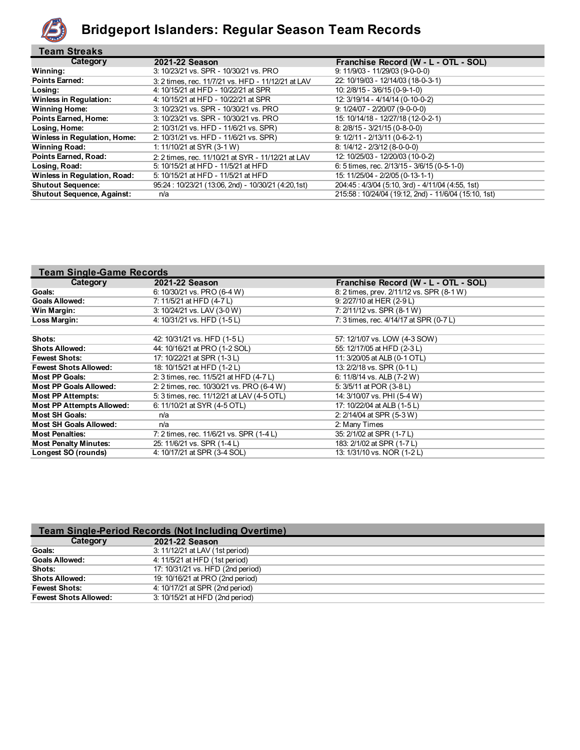# Bridgeport Islanders: Regular Season Team Records

## Team Streaks

| Category | 2021-22 Season | Franchise Record (W - L - OTL - SOL) |
| --- | --- | --- |
| **Winning:** | 3: 10/23/21 vs. SPR - 10/30/21 vs. PRO | 9: 11/9/03 - 11/29/03 (9-0-0-0) |
| **Points Earned:** | 3: 2 times, rec. 11/7/21 vs. HFD - 11/12/21 at LAV | 22: 10/19/03 - 12/14/03 (18-0-3-1) |
| **Losing:** | 4: 10/15/21 at HFD - 10/22/21 at SPR | 10: 2/8/15 - 3/6/15 (0-9-1-0) |
| **Winless in Regulation:** | 4: 10/15/21 at HFD - 10/22/21 at SPR | 12: 3/19/14 - 4/14/14 (0-10-0-2) |
| **Winning Home:** | 3: 10/23/21 vs. SPR - 10/30/21 vs. PRO | 9: 1/24/07 - 2/20/07 (9-0-0-0) |
| **Points Earned, Home:** | 3: 10/23/21 vs. SPR - 10/30/21 vs. PRO | 15: 10/14/18 - 12/27/18 (12-0-2-1) |
| **Losing, Home:** | 2: 10/31/21 vs. HFD - 11/6/21 vs. SPR) | 8: 2/8/15 - 3/21/15 (0-8-0-0) |
| **Winless in Regulation, Home:** | 2: 10/31/21 vs. HFD - 11/6/21 vs. SPR) | 9: 1/2/11 - 2/13/11 (0-6-2-1) |
| **Winning Road:** | 1: 11/10/21 at SYR (3-1 W) | 8: 1/4/12 - 2/3/12 (8-0-0-0) |
| **Points Earned, Road:** | 2: 2 times, rec. 11/10/21 at SYR - 11/12/21 at LAV | 12: 10/25/03 - 12/20/03 (10-0-2) |
| **Losing, Road:** | 5: 10/15/21 at HFD - 11/5/21 at HFD | 6: 5 times, rec. 2/13/15 - 3/6/15 (0-5-1-0) |
| **Winless in Regulation, Road:** | 5: 10/15/21 at HFD - 11/5/21 at HFD | 15: 11/25/04 - 2/2/05 (0-13-1-1) |
| **Shutout Sequence:** | 95:24 : 10/23/21 (13:06, 2nd) - 10/30/21 (4:20,1st) | 204:45 : 4/3/04 (5:10, 3rd) - 4/11/04 (4:55, 1st) |
| **Shutout Sequence, Against:** | n/a | 215:58 : 10/24/04 (19:12, 2nd) - 11/6/04 (15:10, 1st) |

## Team Single-Game Records

| Category | 2021-22 Season | Franchise Record (W - L - OTL - SOL) |
| --- | --- | --- |
| **Goals:** | 6: 10/30/21 vs. PRO (6-4 W) | 8: 2 times, prev. 2/11/12 vs. SPR (8-1 W) |
| **Goals Allowed:** | 7: 11/5/21 at HFD (4-7 L) | 9: 2/27/10 at HER (2-9 L) |
| **Win Margin:** | 3: 10/24/21 vs. LAV (3-0 W) | 7: 2/11/12 vs. SPR (8-1 W) |
| **Loss Margin:** | 4: 10/31/21 vs. HFD (1-5 L) | 7: 3 times, rec. 4/14/17 at SPR (0-7 L) |
| | | |
| **Shots:** | 42: 10/31/21 vs. HFD (1-5 L) | 57: 12/1/07 vs. LOW (4-3 SOW) |
| **Shots Allowed:** | 44: 10/16/21 at PRO (1-2 SOL) | 55: 12/17/05 at HFD (2-3 L) |
| **Fewest Shots:** | 17: 10/22/21 at SPR (1-3 L) | 11: 3/20/05 at ALB (0-1 OTL) |
| **Fewest Shots Allowed:** | 18: 10/15/21 at HFD (1-2 L) | 13: 2/2/18 vs. SPR (0-1 L) |
| **Most PP Goals:** | 2: 3 times, rec. 11/5/21 at HFD (4-7 L) | 6: 11/8/14 vs. ALB (7-2 W) |
| **Most PP Goals Allowed:** | 2: 2 times, rec. 10/30/21 vs. PRO (6-4 W) | 5: 3/5/11 at POR (3-8 L) |
| **Most PP Attempts:** | 5: 3 times, rec. 11/12/21 at LAV (4-5 OTL) | 14: 3/10/07 vs. PHI (5-4 W) |
| **Most PP Attempts Allowed:** | 6: 11/10/21 at SYR (4-5 OTL) | 17: 10/22/04 at ALB (1-5 L) |
| **Most SH Goals:** | n/a | 2: 2/14/04 at SPR (5-3 W) |
| **Most SH Goals Allowed:** | n/a | 2: Many Times |
| **Most Penalties:** | 7: 2 times, rec. 11/6/21 vs. SPR (1-4 L) | 35: 2/1/02 at SPR (1-7 L) |
| **Most Penalty Minutes:** | 25: 11/6/21 vs. SPR (1-4 L) | 183: 2/1/02 at SPR (1-7 L) |
| **Longest SO (rounds)** | 4: 10/17/21 at SPR (3-4 SOL) | 13: 1/31/10 vs. NOR (1-2 L) |

## Team Single-Period Records (Not Including Overtime)

| Category | 2021-22 Season |
| --- | --- |
| **Goals:** | 3: 11/12/21 at LAV (1st period) |
| **Goals Allowed:** | 4: 11/5/21 at HFD (1st period) |
| **Shots:** | 17: 10/31/21 vs. HFD (2nd period) |
| **Shots Allowed:** | 19: 10/16/21 at PRO (2nd period) |
| **Fewest Shots:** | 4: 10/17/21 at SPR (2nd period) |
| **Fewest Shots Allowed:** | 3: 10/15/21 at HFD (2nd period) |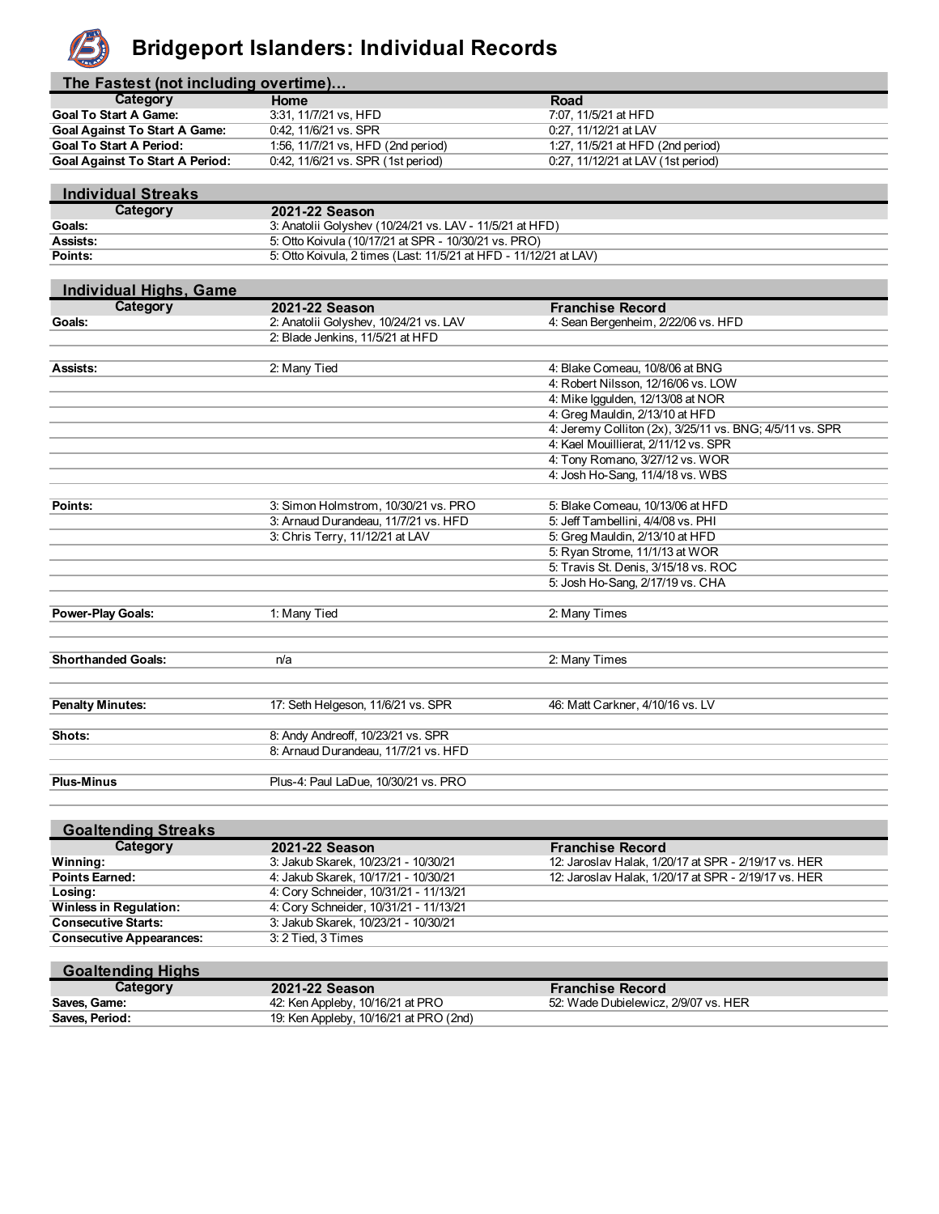# Bridgeport Islanders: Individual Records

## The Fastest (not including overtime)...

| Category | Home | Road |
|---|---|---|
| Goal To Start A Game: | 3:31, 11/7/21 vs. HFD | 7:07, 11/5/21 at HFD |
| Goal Against To Start A Game: | 0:42, 11/6/21 vs. SPR | 0:27, 11/12/21 at LAV |
| Goal To Start A Period: | 1:56, 11/7/21 vs. HFD (2nd period) | 1:27, 11/5/21 at HFD (2nd period) |
| Goal Against To Start A Period: | 0:42, 11/6/21 vs. SPR (1st period) | 0:27, 11/12/21 at LAV (1st period) |

## Individual Streaks

| Category | 2021-22 Season |
|---|---|
| Goals: | 3: Anatolii Golyshev (10/24/21 vs. LAV - 11/5/21 at HFD) |
| Assists: | 5: Otto Koivula (10/17/21 at SPR - 10/30/21 vs. PRO) |
| Points: | 5: Otto Koivula, 2 times (Last: 11/5/21 at HFD - 11/12/21 at LAV) |

## Individual Highs, Game

| Category | 2021-22 Season | Franchise Record |
|---|---|---|
| Goals: | 2: Anatolii Golyshev, 10/24/21 vs. LAV | 4: Sean Bergenheim, 2/22/06 vs. HFD |
| | 2: Blade Jenkins, 11/5/21 at HFD | |
| Assists: | 2: Many Tied | 4: Blake Comeau, 10/8/06 at BNG |
| | | 4: Robert Nilsson, 12/16/06 vs. LOW |
| | | 4: Mike Iggulden, 12/13/08 at NOR |
| | | 4: Greg Mauldin, 2/13/10 at HFD |
| | | 4: Jeremy Colliton (2x), 3/25/11 vs. BNG; 4/5/11 vs. SPR |
| | | 4: Kael Mouillierat, 2/11/12 vs. SPR |
| | | 4: Tony Romano, 3/27/12 vs. WOR |
| | | 4: Josh Ho-Sang, 11/4/18 vs. WBS |
| Points: | 3: Simon Holmstrom, 10/30/21 vs. PRO | 5: Blake Comeau, 10/13/06 at HFD |
| | 3: Arnaud Durandeau, 11/7/21 vs. HFD | 5: Jeff Tambellini, 4/4/08 vs. PHI |
| | 3: Chris Terry, 11/12/21 at LAV | 5: Greg Mauldin, 2/13/10 at HFD |
| | | 5: Ryan Strome, 11/1/13 at WOR |
| | | 5: Travis St. Denis, 3/15/18 vs. ROC |
| | | 5: Josh Ho-Sang, 2/17/19 vs. CHA |
| Power-Play Goals: | 1: Many Tied | 2: Many Times |
| Shorthanded Goals: | n/a | 2: Many Times |
| Penalty Minutes: | 17: Seth Helgeson, 11/6/21 vs. SPR | 46: Matt Carkner, 4/10/16 vs. LV |
| Shots: | 8: Andy Andreoff, 10/23/21 vs. SPR | |
| | 8: Arnaud Durandeau, 11/7/21 vs. HFD | |
| Plus-Minus | Plus-4: Paul LaDue, 10/30/21 vs. PRO | |

## Goaltending Streaks

| Category | 2021-22 Season | Franchise Record |
|---|---|---|
| Winning: | 3: Jakub Skarek, 10/23/21 - 10/30/21 | 12: Jaroslav Halak, 1/20/17 at SPR - 2/19/17 vs. HER |
| Points Earned: | 4: Jakub Skarek, 10/17/21 - 10/30/21 | 12: Jaroslav Halak, 1/20/17 at SPR - 2/19/17 vs. HER |
| Losing: | 4: Cory Schneider, 10/31/21 - 11/13/21 | |
| Winless in Regulation: | 4: Cory Schneider, 10/31/21 - 11/13/21 | |
| Consecutive Starts: | 3: Jakub Skarek, 10/23/21 - 10/30/21 | |
| Consecutive Appearances: | 3: 2 Tied, 3 Times | |

## Goaltending Highs

| Category | 2021-22 Season | Franchise Record |
|---|---|---|
| Saves, Game: | 42: Ken Appleby, 10/16/21 at PRO | 52: Wade Dubielewicz, 2/9/07 vs. HER |
| Saves, Period: | 19: Ken Appleby, 10/16/21 at PRO (2nd) | |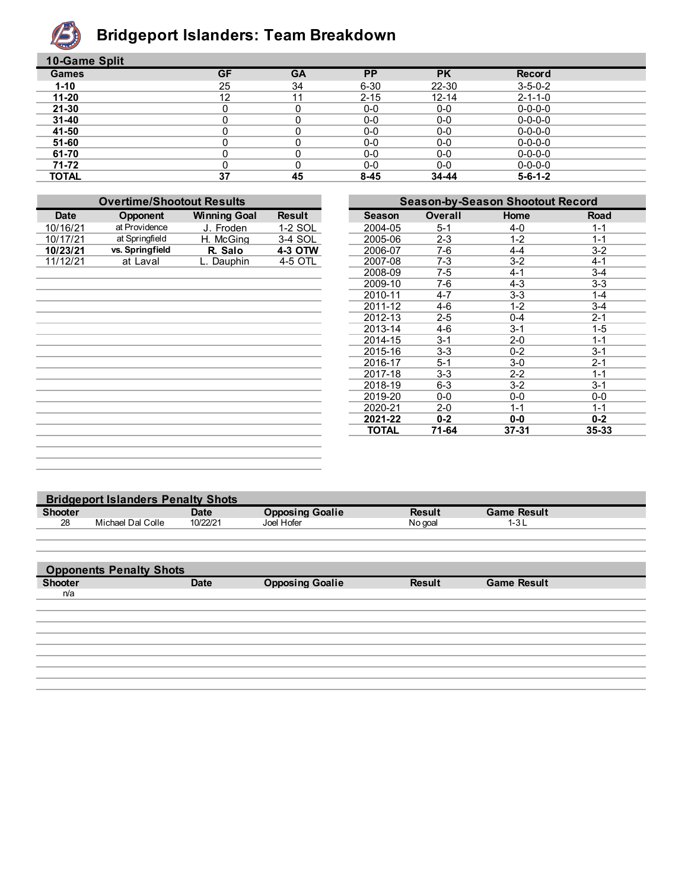# Bridgeport Islanders: Team Breakdown

## 10-Game Split

| Games | GF | GA | PP | PK | Record |
|---|---|---|---|---|---|
| **1-10** | 25 | 34 | 6-30 | 22-30 | 3-5-0-2 |
| **11-20** | 12 | 11 | 2-15 | 12-14 | 2-1-1-0 |
| **21-30** | 0 | 0 | 0-0 | 0-0 | 0-0-0-0 |
| **31-40** | 0 | 0 | 0-0 | 0-0 | 0-0-0-0 |
| **41-50** | 0 | 0 | 0-0 | 0-0 | 0-0-0-0 |
| **51-60** | 0 | 0 | 0-0 | 0-0 | 0-0-0-0 |
| **61-70** | 0 | 0 | 0-0 | 0-0 | 0-0-0-0 |
| **71-72** | 0 | 0 | 0-0 | 0-0 | 0-0-0-0 |
| **TOTAL** | **37** | **45** | **8-45** | **34-44** | **5-6-1-2** |

## Overtime/Shootout Results

| Date | Opponent | Winning Goal | Result |
|---|---|---|---|
| 10/16/21 | at Providence | J. Froden | 1-2 SOL |
| 10/17/21 | at Springfield | H. McGing | 3-4 SOL |
| **10/23/21** | **vs. Springfield** | **R. Salo** | **4-3 OTW** |
| 11/12/21 | at Laval | L. Dauphin | 4-5 OTL |

## Season-by-Season Shootout Record

| Season | Overall | Home | Road |
|---|---|---|---|
| 2004-05 | 5-1 | 4-0 | 1-1 |
| 2005-06 | 2-3 | 1-2 | 1-1 |
| 2006-07 | 7-6 | 4-4 | 3-2 |
| 2007-08 | 7-3 | 3-2 | 4-1 |
| 2008-09 | 7-5 | 4-1 | 3-4 |
| 2009-10 | 7-6 | 4-3 | 3-3 |
| 2010-11 | 4-7 | 3-3 | 1-4 |
| 2011-12 | 4-6 | 1-2 | 3-4 |
| 2012-13 | 2-5 | 0-4 | 2-1 |
| 2013-14 | 4-6 | 3-1 | 1-5 |
| 2014-15 | 3-1 | 2-0 | 1-1 |
| 2015-16 | 3-3 | 0-2 | 3-1 |
| 2016-17 | 5-1 | 3-0 | 2-1 |
| 2017-18 | 3-3 | 2-2 | 1-1 |
| 2018-19 | 6-3 | 3-2 | 3-1 |
| 2019-20 | 0-0 | 0-0 | 0-0 |
| 2020-21 | 2-0 | 1-1 | 1-1 |
| **2021-22** | **0-2** | **0-0** | **0-2** |
| **TOTAL** | **71-64** | **37-31** | **35-33** |

## Bridgeport Islanders Penalty Shots

| Shooter | | Date | Opposing Goalie | Result | Game Result |
|---|---|---|---|---|---|
| 28 | Michael Dal Colle | 10/22/21 | Joel Hofer | No goal | 1-3 L |

## Opponents Penalty Shots

| Shooter | Date | Opposing Goalie | Result | Game Result |
|---|---|---|---|---|
| n/a | | | | |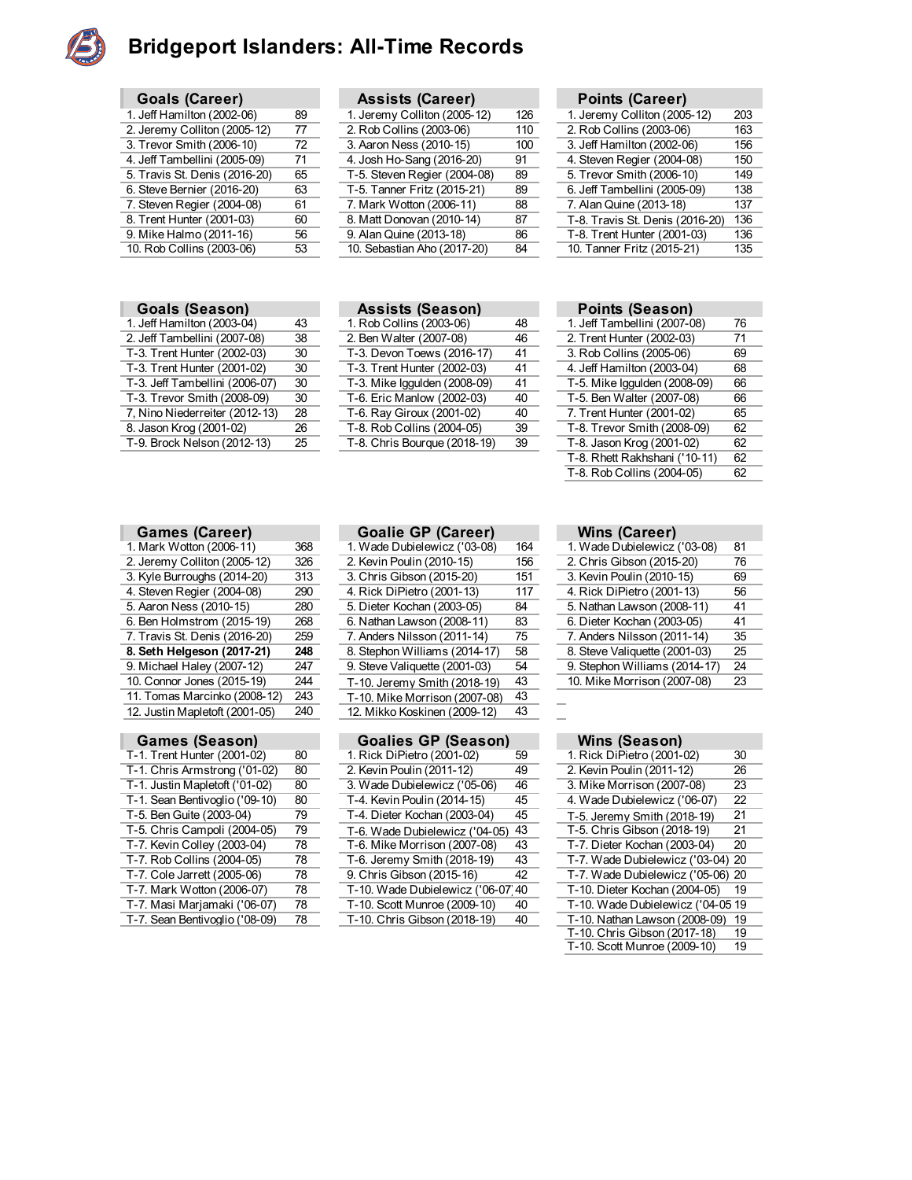# Bridgeport Islanders: All-Time Records

| Goals (Career) | |
|---|---|
| 1. Jeff Hamilton (2002-06) | 89 |
| 2. Jeremy Colliton (2005-12) | 77 |
| 3. Trevor Smith (2006-10) | 72 |
| 4. Jeff Tambellini (2005-09) | 71 |
| 5. Travis St. Denis (2016-20) | 65 |
| 6. Steve Bernier (2016-20) | 63 |
| 7. Steven Regier (2004-08) | 61 |
| 8. Trent Hunter (2001-03) | 60 |
| 9. Mike Halmo (2011-16) | 56 |
| 10. Rob Collins (2003-06) | 53 |

| Assists (Career) | |
|---|---|
| 1. Jeremy Colliton (2005-12) | 126 |
| 2. Rob Collins (2003-06) | 110 |
| 3. Aaron Ness (2010-15) | 100 |
| 4. Josh Ho-Sang (2016-20) | 91 |
| T-5. Steven Regier (2004-08) | 89 |
| T-5. Tanner Fritz (2015-21) | 89 |
| 7. Mark Wotton (2006-11) | 88 |
| 8. Matt Donovan (2010-14) | 87 |
| 9. Alan Quine (2013-18) | 86 |
| 10. Sebastian Aho (2017-20) | 84 |

| Points (Career) | |
|---|---|
| 1. Jeremy Colliton (2005-12) | 203 |
| 2. Rob Collins (2003-06) | 163 |
| 3. Jeff Hamilton (2002-06) | 156 |
| 4. Steven Regier (2004-08) | 150 |
| 5. Trevor Smith (2006-10) | 149 |
| 6. Jeff Tambellini (2005-09) | 138 |
| 7. Alan Quine (2013-18) | 137 |
| T-8. Travis St. Denis (2016-20) | 136 |
| T-8. Trent Hunter (2001-03) | 136 |
| 10. Tanner Fritz (2015-21) | 135 |

| Goals (Season) | |
|---|---|
| 1. Jeff Hamilton (2003-04) | 43 |
| 2. Jeff Tambellini (2007-08) | 38 |
| T-3. Trent Hunter (2002-03) | 30 |
| T-3. Trent Hunter (2001-02) | 30 |
| T-3. Jeff Tambellini (2006-07) | 30 |
| T-3. Trevor Smith (2008-09) | 30 |
| 7, Nino Niederreiter (2012-13) | 28 |
| 8. Jason Krog (2001-02) | 26 |
| T-9. Brock Nelson (2012-13) | 25 |

| Assists (Season) | |
|---|---|
| 1. Rob Collins (2003-06) | 48 |
| 2. Ben Walter (2007-08) | 46 |
| T-3. Devon Toews (2016-17) | 41 |
| T-3. Trent Hunter (2002-03) | 41 |
| T-3. Mike Iggulden (2008-09) | 41 |
| T-6. Eric Manlow (2002-03) | 40 |
| T-6. Ray Giroux (2001-02) | 40 |
| T-8. Rob Collins (2004-05) | 39 |
| T-8. Chris Bourque (2018-19) | 39 |

| Points (Season) | |
|---|---|
| 1. Jeff Tambellini (2007-08) | 76 |
| 2. Trent Hunter (2002-03) | 71 |
| 3. Rob Collins (2005-06) | 69 |
| 4. Jeff Hamilton (2003-04) | 68 |
| T-5. Mike Iggulden (2008-09) | 66 |
| T-5. Ben Walter (2007-08) | 66 |
| 7. Trent Hunter (2001-02) | 65 |
| T-8. Trevor Smith (2008-09) | 62 |
| T-8. Jason Krog (2001-02) | 62 |
| T-8. Rhett Rakhshani ('10-11) | 62 |
| T-8. Rob Collins (2004-05) | 62 |

| Games (Career) | |
|---|---|
| 1. Mark Wotton (2006-11) | 368 |
| 2. Jeremy Colliton (2005-12) | 326 |
| 3. Kyle Burroughs (2014-20) | 313 |
| 4. Steven Regier (2004-08) | 290 |
| 5. Aaron Ness (2010-15) | 280 |
| 6. Ben Holmstrom (2015-19) | 268 |
| 7. Travis St. Denis (2016-20) | 259 |
| **8. Seth Helgeson (2017-21)** | **248** |
| 9. Michael Haley (2007-12) | 247 |
| 10. Connor Jones (2015-19) | 244 |
| 11. Tomas Marcinko (2008-12) | 243 |
| 12. Justin Mapletoft (2001-05) | 240 |

| Goalie GP (Career) | |
|---|---|
| 1. Wade Dubielewicz ('03-08) | 164 |
| 2. Kevin Poulin (2010-15) | 156 |
| 3. Chris Gibson (2015-20) | 151 |
| 4. Rick DiPietro (2001-13) | 117 |
| 5. Dieter Kochan (2003-05) | 84 |
| 6. Nathan Lawson (2008-11) | 83 |
| 7. Anders Nilsson (2011-14) | 75 |
| 8. Stephon Williams (2014-17) | 58 |
| 9. Steve Valiquette (2001-03) | 54 |
| T-10. Jeremy Smith (2018-19) | 43 |
| T-10. Mike Morrison (2007-08) | 43 |
| 12. Mikko Koskinen (2009-12) | 43 |

| Wins (Career) | |
|---|---|
| 1. Wade Dubielewicz ('03-08) | 81 |
| 2. Chris Gibson (2015-20) | 76 |
| 3. Kevin Poulin (2010-15) | 69 |
| 4. Rick DiPietro (2001-13) | 56 |
| 5. Nathan Lawson (2008-11) | 41 |
| 6. Dieter Kochan (2003-05) | 41 |
| 7. Anders Nilsson (2011-14) | 35 |
| 8. Steve Valiquette (2001-03) | 25 |
| 9. Stephon Williams (2014-17) | 24 |
| 10. Mike Morrison (2007-08) | 23 |

| Games (Season) | |
|---|---|
| T-1. Trent Hunter (2001-02) | 80 |
| T-1. Chris Armstrong ('01-02) | 80 |
| T-1. Justin Mapletoft ('01-02) | 80 |
| T-1. Sean Bentivoglio ('09-10) | 80 |
| T-5. Ben Guite (2003-04) | 79 |
| T-5. Chris Campoli (2004-05) | 79 |
| T-7. Kevin Colley (2003-04) | 78 |
| T-7. Rob Collins (2004-05) | 78 |
| T-7. Cole Jarrett (2005-06) | 78 |
| T-7. Mark Wotton (2006-07) | 78 |
| T-7. Masi Marjamaki ('06-07) | 78 |
| T-7. Sean Bentivoglio ('08-09) | 78 |

| Goalies GP (Season) | |
|---|---|
| 1. Rick DiPietro (2001-02) | 59 |
| 2. Kevin Poulin (2011-12) | 49 |
| 3. Wade Dubielewicz ('05-06) | 46 |
| T-4. Kevin Poulin (2014-15) | 45 |
| T-4. Dieter Kochan (2003-04) | 45 |
| T-6. Wade Dubielewicz ('04-05) | 43 |
| T-6. Mike Morrison (2007-08) | 43 |
| T-6. Jeremy Smith (2018-19) | 43 |
| 9. Chris Gibson (2015-16) | 42 |
| T-10. Wade Dubielewicz ('06-07) | 40 |
| T-10. Scott Munroe (2009-10) | 40 |
| T-10. Chris Gibson (2018-19) | 40 |

| Wins (Season) | |
|---|---|
| 1. Rick DiPietro (2001-02) | 30 |
| 2. Kevin Poulin (2011-12) | 26 |
| 3. Mike Morrison (2007-08) | 23 |
| 4. Wade Dubielewicz ('06-07) | 22 |
| T-5. Jeremy Smith (2018-19) | 21 |
| T-5. Chris Gibson (2018-19) | 21 |
| T-7. Dieter Kochan (2003-04) | 20 |
| T-7. Wade Dubielewicz ('03-04) | 20 |
| T-7. Wade Dubielewicz ('05-06) | 20 |
| T-10. Dieter Kochan (2004-05) | 19 |
| T-10. Wade Dubielewicz ('04-05 | 19 |
| T-10. Nathan Lawson (2008-09) | 19 |
| T-10. Chris Gibson (2017-18) | 19 |
| T-10. Scott Munroe (2009-10) | 19 |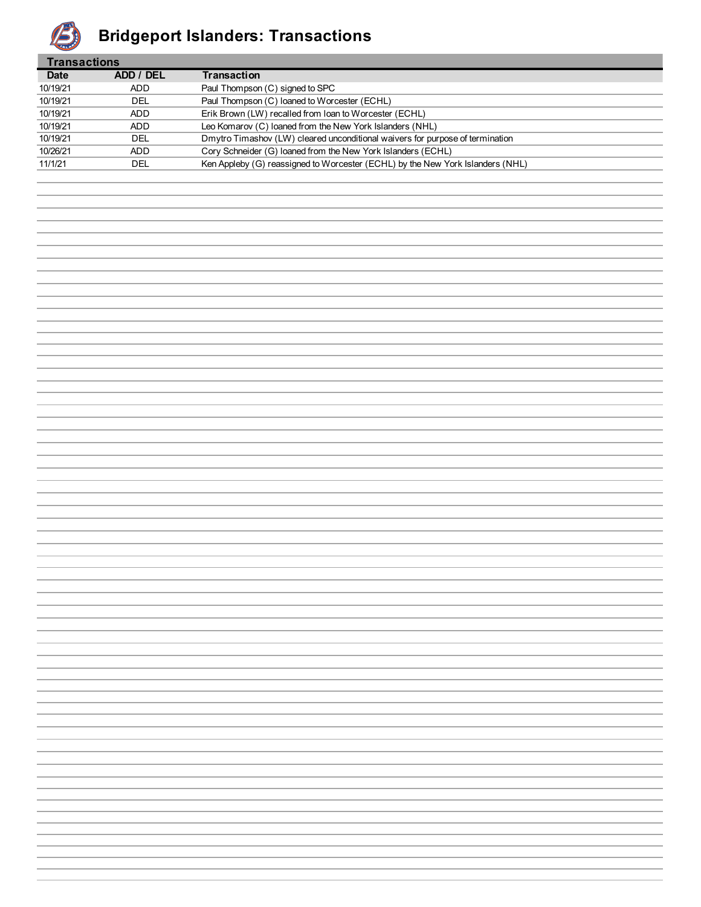# Bridgeport Islanders: Transactions

## Transactions

| Date | ADD / DEL | Transaction |
|---|---|---|
| 10/19/21 | ADD | Paul Thompson (C) signed to SPC |
| 10/19/21 | DEL | Paul Thompson (C) loaned to Worcester (ECHL) |
| 10/19/21 | ADD | Erik Brown (LW) recalled from loan to Worcester (ECHL) |
| 10/19/21 | ADD | Leo Komarov (C) loaned from the New York Islanders (NHL) |
| 10/19/21 | DEL | Dmytro Timashov (LW) cleared unconditional waivers for purpose of termination |
| 10/26/21 | ADD | Cory Schneider (G) loaned from the New York Islanders (ECHL) |
| 11/1/21 | DEL | Ken Appleby (G) reassigned to Worcester (ECHL) by the New York Islanders (NHL) |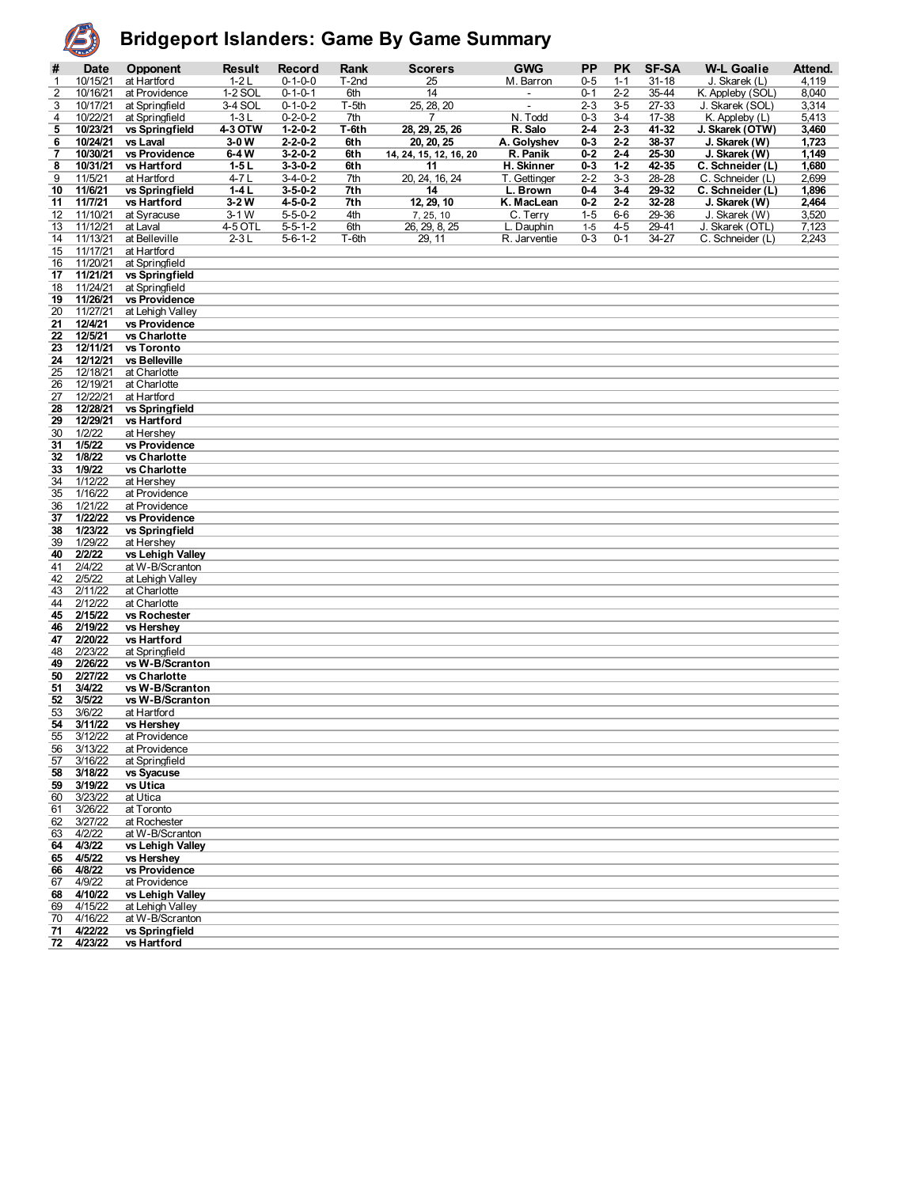# Bridgeport Islanders: Game By Game Summary

| # | Date | Opponent | Result | Record | Rank | Scorers | GWG | PP | PK | SF-SA | W-L Goalie | Attend. |
|---|---|---|---|---|---|---|---|---|---|---|---|---|
| 1 | 10/15/21 | at Hartford | 1-2 L | 0-1-0-0 | T-2nd | 25 | M. Barron | 0-5 | 1-1 | 31-18 | J. Skarek (L) | 4,119 |
| 2 | 10/16/21 | at Providence | 1-2 SOL | 0-1-0-1 | 6th | 14 | - | 0-1 | 2-2 | 35-44 | K. Appleby (SOL) | 8,040 |
| 3 | 10/17/21 | at Springfield | 3-4 SOL | 0-1-0-2 | T-5th | 25, 28, 20 | - | 2-3 | 3-5 | 27-33 | J. Skarek (SOL) | 3,314 |
| 4 | 10/22/21 | at Springfield | 1-3 L | 0-2-0-2 | 7th | 7 | N. Todd | 0-3 | 3-4 | 17-38 | K. Appleby (L) | 5,413 |
| **5** | **10/23/21** | **vs Springfield** | **4-3 OTW** | **1-2-0-2** | **T-6th** | **28, 29, 25, 26** | **R. Salo** | **2-4** | **2-3** | **41-32** | **J. Skarek (OTW)** | **3,460** |
| **6** | **10/24/21** | **vs Laval** | **3-0 W** | **2-2-0-2** | **6th** | **20, 20, 25** | **A. Golyshev** | **0-3** | **2-2** | **38-37** | **J. Skarek (W)** | **1,723** |
| **7** | **10/30/21** | **vs Providence** | **6-4 W** | **3-2-0-2** | **6th** | **14, 24, 15, 12, 16, 20** | **R. Panik** | **0-2** | **2-4** | **25-30** | **J. Skarek (W)** | **1,149** |
| **8** | **10/31/21** | **vs Hartford** | **1-5 L** | **3-3-0-2** | **6th** | **11** | **H. Skinner** | **0-3** | **1-2** | **42-35** | **C. Schneider (L)** | **1,680** |
| 9 | 11/5/21 | at Hartford | 4-7 L | 3-4-0-2 | 7th | 20, 24, 16, 24 | T. Gettinger | 2-2 | 3-3 | 28-28 | C. Schneider (L) | 2,699 |
| **10** | **11/6/21** | **vs Springfield** | **1-4 L** | **3-5-0-2** | **7th** | **14** | **L. Brown** | **0-4** | **3-4** | **29-32** | **C. Schneider (L)** | **1,896** |
| **11** | **11/7/21** | **vs Hartford** | **3-2 W** | **4-5-0-2** | **7th** | **12, 29, 10** | **K. MacLean** | **0-2** | **2-2** | **32-28** | **J. Skarek (W)** | **2,464** |
| 12 | 11/10/21 | at Syracuse | 3-1 W | 5-5-0-2 | 4th | 7, 25, 10 | C. Terry | 1-5 | 6-6 | 29-36 | J. Skarek (W) | 3,520 |
| 13 | 11/12/21 | at Laval | 4-5 OTL | 5-5-1-2 | 6th | 26, 29, 8, 25 | L. Dauphin | 1-5 | 4-5 | 29-41 | J. Skarek (OTL) | 7,123 |
| 14 | 11/13/21 | at Belleville | 2-3 L | 5-6-1-2 | T-6th | 29, 11 | R. Jarventie | 0-3 | 0-1 | 34-27 | C. Schneider (L) | 2,243 |
| 15 | 11/17/21 | at Hartford | | | | | | | | | | |
| 16 | 11/20/21 | at Springfield | | | | | | | | | | |
| **17** | **11/21/21** | **vs Springfield** | | | | | | | | | | |
| 18 | 11/24/21 | at Springfield | | | | | | | | | | |
| **19** | **11/26/21** | **vs Providence** | | | | | | | | | | |
| 20 | 11/27/21 | at Lehigh Valley | | | | | | | | | | |
| **21** | **12/4/21** | **vs Providence** | | | | | | | | | | |
| **22** | **12/5/21** | **vs Charlotte** | | | | | | | | | | |
| **23** | **12/11/21** | **vs Toronto** | | | | | | | | | | |
| **24** | **12/12/21** | **vs Belleville** | | | | | | | | | | |
| 25 | 12/18/21 | at Charlotte | | | | | | | | | | |
| 26 | 12/19/21 | at Charlotte | | | | | | | | | | |
| 27 | 12/22/21 | at Hartford | | | | | | | | | | |
| **28** | **12/28/21** | **vs Springfield** | | | | | | | | | | |
| **29** | **12/29/21** | **vs Hartford** | | | | | | | | | | |
| 30 | 1/2/22 | at Hershey | | | | | | | | | | |
| **31** | **1/5/22** | **vs Providence** | | | | | | | | | | |
| **32** | **1/8/22** | **vs Charlotte** | | | | | | | | | | |
| **33** | **1/9/22** | **vs Charlotte** | | | | | | | | | | |
| 34 | 1/12/22 | at Hershey | | | | | | | | | | |
| 35 | 1/16/22 | at Providence | | | | | | | | | | |
| 36 | 1/21/22 | at Providence | | | | | | | | | | |
| **37** | **1/22/22** | **vs Providence** | | | | | | | | | | |
| **38** | **1/23/22** | **vs Springfield** | | | | | | | | | | |
| 39 | 1/29/22 | at Hershey | | | | | | | | | | |
| **40** | **2/2/22** | **vs Lehigh Valley** | | | | | | | | | | |
| 41 | 2/4/22 | at W-B/Scranton | | | | | | | | | | |
| 42 | 2/5/22 | at Lehigh Valley | | | | | | | | | | |
| 43 | 2/11/22 | at Charlotte | | | | | | | | | | |
| 44 | 2/12/22 | at Charlotte | | | | | | | | | | |
| **45** | **2/15/22** | **vs Rochester** | | | | | | | | | | |
| **46** | **2/19/22** | **vs Hershey** | | | | | | | | | | |
| **47** | **2/20/22** | **vs Hartford** | | | | | | | | | | |
| 48 | 2/23/22 | at Springfield | | | | | | | | | | |
| **49** | **2/26/22** | **vs W-B/Scranton** | | | | | | | | | | |
| **50** | **2/27/22** | **vs Charlotte** | | | | | | | | | | |
| **51** | **3/4/22** | **vs W-B/Scranton** | | | | | | | | | | |
| **52** | **3/5/22** | **vs W-B/Scranton** | | | | | | | | | | |
| 53 | 3/6/22 | at Hartford | | | | | | | | | | |
| **54** | **3/11/22** | **vs Hershey** | | | | | | | | | | |
| 55 | 3/12/22 | at Providence | | | | | | | | | | |
| 56 | 3/13/22 | at Providence | | | | | | | | | | |
| 57 | 3/16/22 | at Springfield | | | | | | | | | | |
| **58** | **3/18/22** | **vs Syacuse** | | | | | | | | | | |
| **59** | **3/19/22** | **vs Utica** | | | | | | | | | | |
| 60 | 3/23/22 | at Utica | | | | | | | | | | |
| 61 | 3/26/22 | at Toronto | | | | | | | | | | |
| 62 | 3/27/22 | at Rochester | | | | | | | | | | |
| 63 | 4/2/22 | at W-B/Scranton | | | | | | | | | | |
| **64** | **4/3/22** | **vs Lehigh Valley** | | | | | | | | | | |
| **65** | **4/5/22** | **vs Hershey** | | | | | | | | | | |
| **66** | **4/8/22** | **vs Providence** | | | | | | | | | | |
| 67 | 4/9/22 | at Providence | | | | | | | | | | |
| **68** | **4/10/22** | **vs Lehigh Valley** | | | | | | | | | | |
| 69 | 4/15/22 | at Lehigh Valley | | | | | | | | | | |
| 70 | 4/16/22 | at W-B/Scranton | | | | | | | | | | |
| **71** | **4/22/22** | **vs Springfield** | | | | | | | | | | |
| **72** | **4/23/22** | **vs Hartford** | | | | | | | | | | |